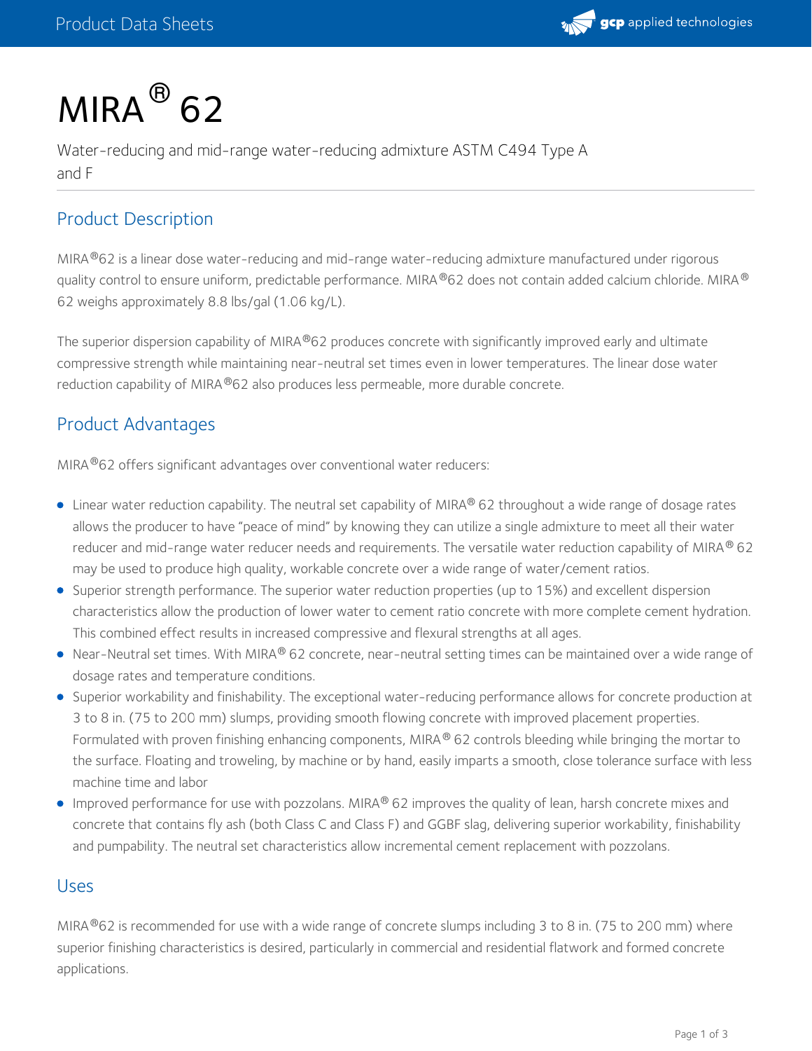# MIRA® 62

Water-reducing and mid-range water-reducing admixture ASTM C494 Type A and F

## Product Description

MIRA®62 is a linear dose water-reducing and mid-range water-reducing admixture manufactured under rigorous quality control to ensure uniform, predictable performance. MIRA®62 does not contain added calcium chloride. MIRA® 62 weighs approximately 8.8 lbs/gal (1.06 kg/L).

The superior dispersion capability of MIRA®62 produces concrete with significantly improved early and ultimate compressive strength while maintaining near-neutral set times even in lower temperatures. The linear dose water reduction capability of MIRA®62 also produces less permeable, more durable concrete.

## Product Advantages

MIRA®62 offers significant advantages over conventional water reducers:

- Linear water reduction capability. The neutral set capability of MIRA® 62 throughout a wide range of dosage rates allows the producer to have "peace of mind" by knowing they can utilize a single admixture to meet all their water reducer and mid-range water reducer needs and requirements. The versatile water reduction capability of MIRA® 62 may be used to produce high quality, workable concrete over a wide range of water/cement ratios.
- Superior strength performance. The superior water reduction properties (up to 15%) and excellent dispersion characteristics allow the production of lower water to cement ratio concrete with more complete cement hydration. This combined effect results in increased compressive and flexural strengths at all ages.
- Near-Neutral set times. With MIRA® 62 concrete, near-neutral setting times can be maintained over a wide range of dosage rates and temperature conditions.
- Superior workability and finishability. The exceptional water-reducing performance allows for concrete production at 3 to 8 in. (75 to 200 mm) slumps, providing smooth flowing concrete with improved placement properties. Formulated with proven finishing enhancing components, MIRA® 62 controls bleeding while bringing the mortar to the surface. Floating and troweling, by machine or by hand, easily imparts a smooth, close tolerance surface with less machine time and labor
- Improved performance for use with pozzolans. MIRA® 62 improves the quality of lean, harsh concrete mixes and concrete that contains fly ash (both Class C and Class F) and GGBF slag, delivering superior workability, finishability and pumpability. The neutral set characteristics allow incremental cement replacement with pozzolans.

## Uses

MIRA®62 is recommended for use with a wide range of concrete slumps including 3 to 8 in. (75 to 200 mm) where superior finishing characteristics is desired, particularly in commercial and residential flatwork and formed concrete applications.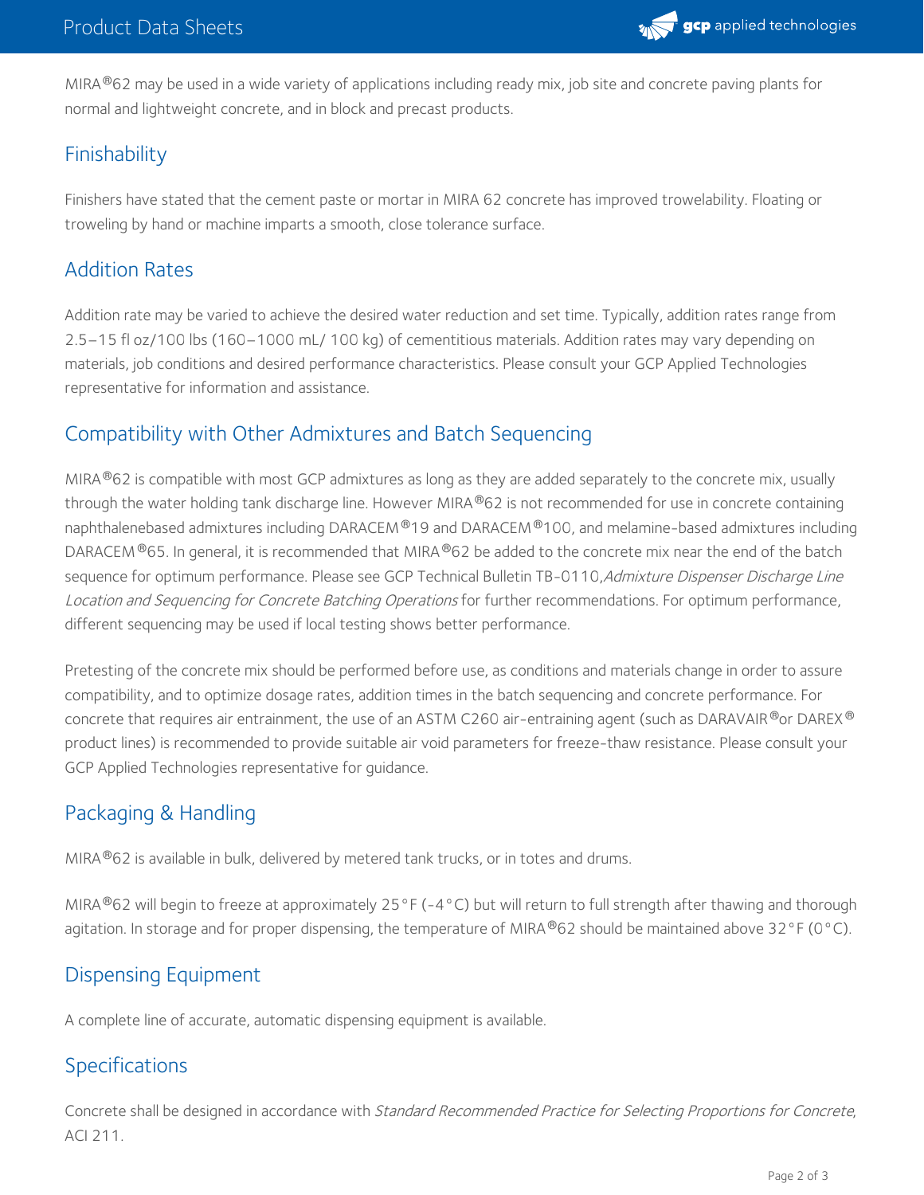MIRA®62 may be used in a wide variety of applications including ready mix, job site and concrete paving plants for normal and lightweight concrete, and in block and precast products.

## Finishability

Finishers have stated that the cement paste or mortar in MIRA 62 concrete has improved trowelability. Floating or troweling by hand or machine imparts a smooth, close tolerance surface.

## Addition Rates

Addition rate may be varied to achieve the desired water reduction and set time. Typically, addition rates range from 2.5–15 fl oz/100 lbs (160–1000 mL/ 100 kg) of cementitious materials. Addition rates may vary depending on materials, job conditions and desired performance characteristics. Please consult your GCP Applied Technologies representative for information and assistance.

## Compatibility with Other Admixtures and Batch Sequencing

MIRA®62 is compatible with most GCP admixtures as long as they are added separately to the concrete mix, usually through the water holding tank discharge line. However MIRA®62 is not recommended for use in concrete containing naphthalenebased admixtures including DARACEM®19 and DARACEM®100, and melamine-based admixtures including DARACEM®65. In general, it is recommended that MIRA®62 be added to the concrete mix near the end of the batch sequence for optimum performance. Please see GCP Technical Bulletin TB-0110, *Admixture Dispenser Discharge Line Location and Sequencing for Concrete Batching Operations* for further recommendations. For optimum performance, different sequencing may be used if local testing shows better performance.

Pretesting of the concrete mix should be performed before use, as conditions and materials change in order to assure compatibility, and to optimize dosage rates, addition times in the batch sequencing and concrete performance. For concrete that requires air entrainment, the use of an ASTM C260 air-entraining agent (such as DARAVAIR® or DAREX® product lines) is recommended to provide suitable air void parameters for freeze-thaw resistance. Please consult your GCP Applied Technologies representative for guidance.

## Packaging & Handling

MIRA®62 is available in bulk, delivered by metered tank trucks, or in totes and drums.

MIRA®62 will begin to freeze at approximately 25°F (-4°C) but will return to full strength after thawing and thorough agitation. In storage and for proper dispensing, the temperature of MIRA®62 should be maintained above 32°F (0°C).

## Dispensing Equipment

A complete line of accurate, automatic dispensing equipment is available.

## Specifications

Concrete shall be designed in accordance with *Standard Recommended Practice for Selecting Proportions for Concrete*, ACI 211.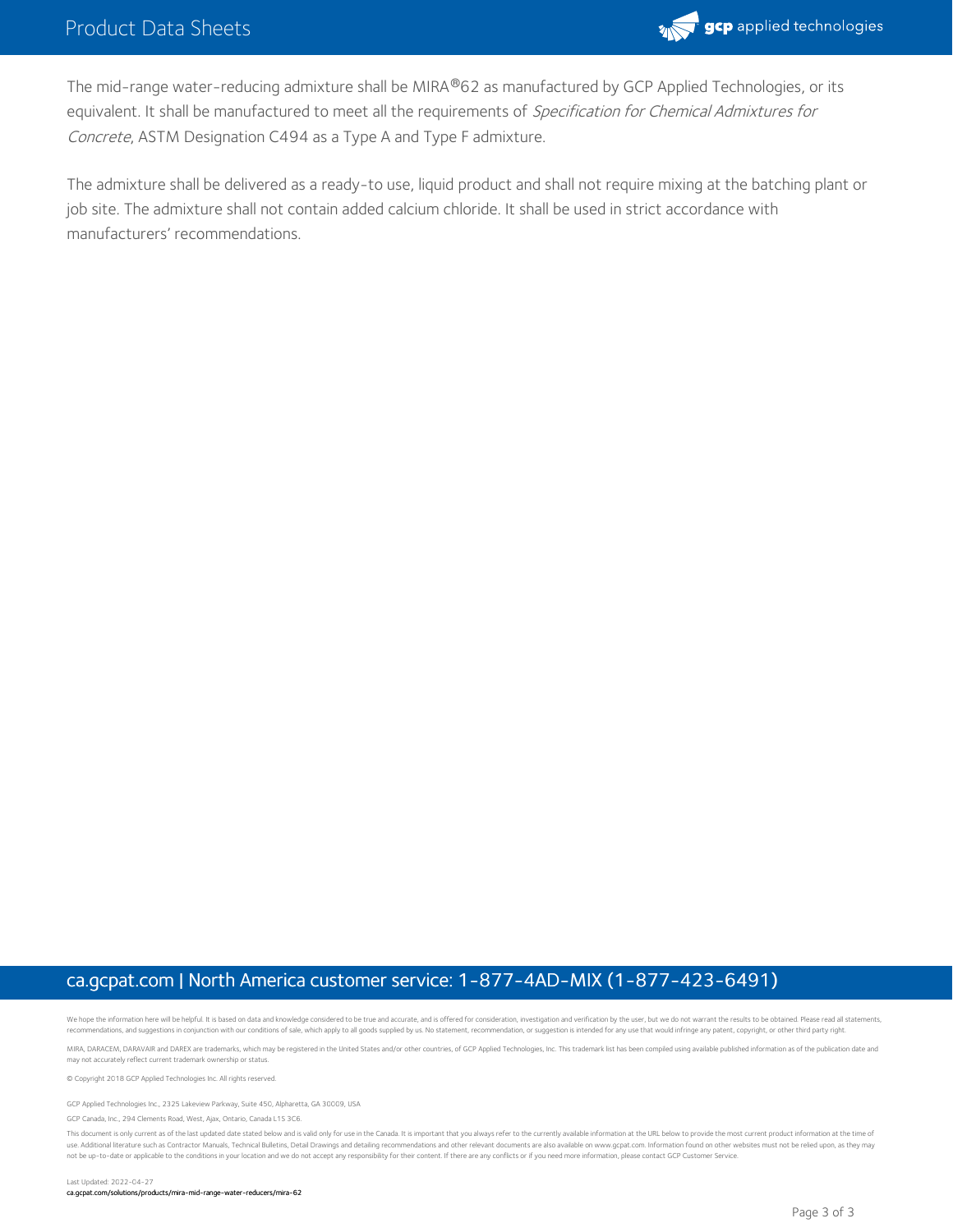The mid-range water-reducing admixture shall be MIRA®62 as manufactured by GCP Applied Technologies, or its equivalent. It shall be manufactured to meet all the requirements of *Specification for Chemical Admixtures for Concrete*, ASTM Designation C494 as a Type A and Type F admixture.

The admixture shall be delivered as a ready-to use, liquid product and shall not require mixing at the batching plant or job site. The admixture shall not contain added calcium chloride. It shall be used in strict accordance with manufacturers' recommendations.

ca.gcpat.com | North America customer service: 1-877-4AD-MIX (1-877-423-6491)

We hope the information here will be helpful. It is based on data and knowledge considered to be true and accurate, and is offered for consideration, investigation and verification by the user, but we do not warrant the results to be obtained. Please read all statements, recommendations, and suggestions in conjunction with our conditions of sale, which apply to all goods supplied by us. No statement, recommendation, or suggestion is intended for any use that would infringe any patent, copyright, or other third party right.

MIRA, DARACEM, DARAVAIR and DAREX are trademarks, which may be registered in the United States and/or other countries, of GCP Applied Technologies, Inc. This trademark list has been compiled using available published information as of the publication date and may not accurately reflect current trademark ownership or status.

© Copyright 2018 GCP Applied Technologies Inc. All rights reserved.

GCP Applied Technologies Inc., 2325 Lakeview Parkway, Suite 450, Alpharetta, GA 30009, USA

GCP Canada, Inc., 294 Clements Road, West, Ajax, Ontario, Canada L1S 3C6.

This document is only current as of the last updated date stated below and is valid only for use in the Canada. It is important that you always refer to the currently available information at the URL below to provide the most current product information at the time of use. Additional literature such as Contractor Manuals, Technical Bulletins, Detail Drawings and detailing recommendations and other relevant documents are also available on www.gcpat.com. Information found on other websites must not be relied upon, as they may not be up-to-date or applicable to the conditions in your location and we do not accept any responsibility for their content. If there are any conflicts or if you need more information, please contact GCP Customer Service.

Last Updated: 2022-04-27

ca.gcpat.com/solutions/products/mira-mid-range-water-reducers/mira-62